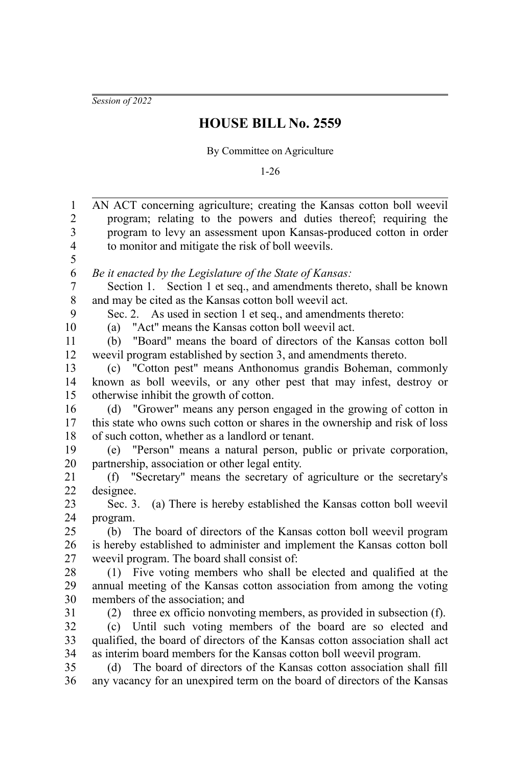*Session of 2022*

# HOUSE BILL No. 2559

By Committee on Agriculture

1-26

AN ACT concerning agriculture; creating the Kansas cotton boll weevil program; relating to the powers and duties thereof; requiring the program to levy an assessment upon Kansas-produced cotton in order to monitor and mitigate the risk of boll weevils.

*Be it enacted by the Legislature of the State of Kansas:*

Section 1. Section 1 et seq., and amendments thereto, shall be known and may be cited as the Kansas cotton boll weevil act.

Sec. 2. As used in section 1 et seq., and amendments thereto:

(a) "Act" means the Kansas cotton boll weevil act.

(b) "Board" means the board of directors of the Kansas cotton boll weevil program established by section 3, and amendments thereto.

(c) "Cotton pest" means Anthonomus grandis Boheman, commonly known as boll weevils, or any other pest that may infest, destroy or otherwise inhibit the growth of cotton.

(d) "Grower" means any person engaged in the growing of cotton in this state who owns such cotton or shares in the ownership and risk of loss of such cotton, whether as a landlord or tenant.

(e) "Person" means a natural person, public or private corporation, partnership, association or other legal entity.

(f) "Secretary" means the secretary of agriculture or the secretary's designee.

Sec. 3. (a) There is hereby established the Kansas cotton boll weevil program.

(b) The board of directors of the Kansas cotton boll weevil program is hereby established to administer and implement the Kansas cotton boll weevil program. The board shall consist of:

(1) Five voting members who shall be elected and qualified at the annual meeting of the Kansas cotton association from among the voting members of the association; and

(2) three ex officio nonvoting members, as provided in subsection (f).

(c) Until such voting members of the board are so elected and qualified, the board of directors of the Kansas cotton association shall act as interim board members for the Kansas cotton boll weevil program.

(d) The board of directors of the Kansas cotton association shall fill any vacancy for an unexpired term on the board of directors of the Kansas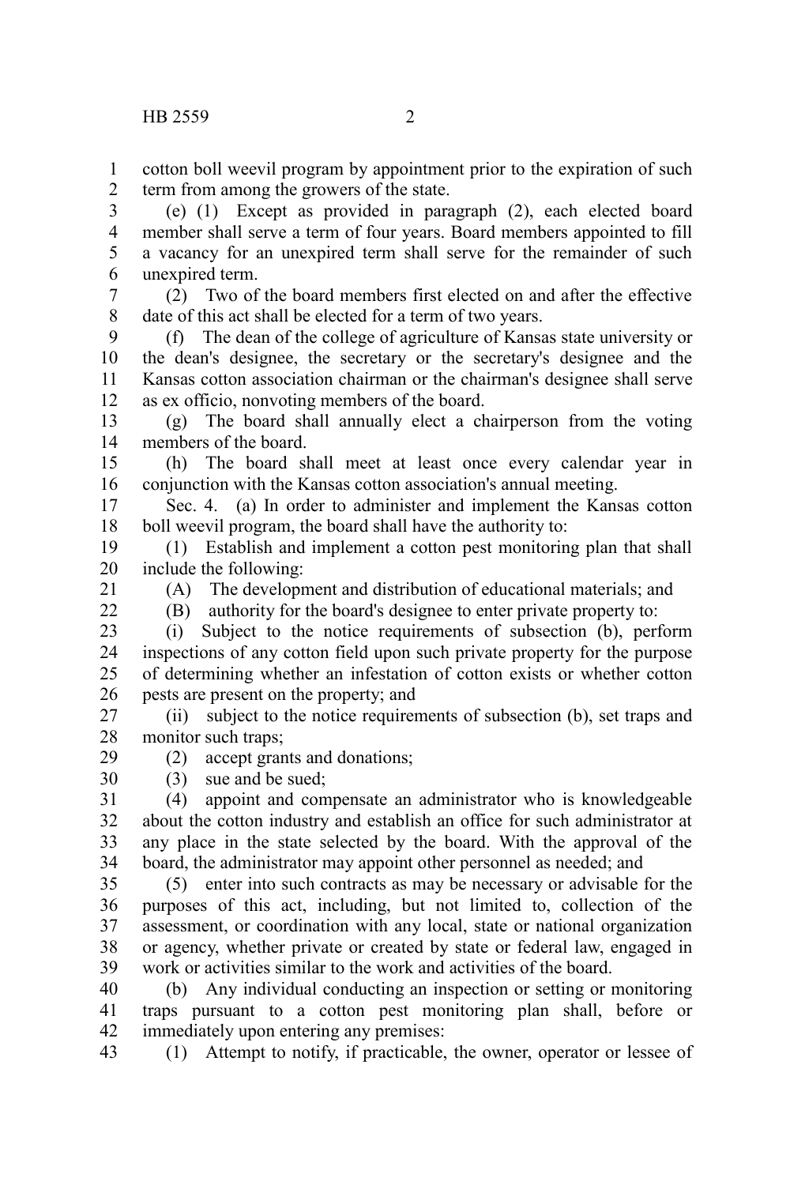cotton boll weevil program by appointment prior to the expiration of such term from among the growers of the state.

(e) (1) Except as provided in paragraph (2), each elected board member shall serve a term of four years. Board members appointed to fill a vacancy for an unexpired term shall serve for the remainder of such unexpired term.

(2) Two of the board members first elected on and after the effective date of this act shall be elected for a term of two years.

(f) The dean of the college of agriculture of Kansas state university or the dean's designee, the secretary or the secretary's designee and the Kansas cotton association chairman or the chairman's designee shall serve as ex officio, nonvoting members of the board.

(g) The board shall annually elect a chairperson from the voting members of the board.

(h) The board shall meet at least once every calendar year in conjunction with the Kansas cotton association's annual meeting.

Sec. 4. (a) In order to administer and implement the Kansas cotton boll weevil program, the board shall have the authority to:

(1) Establish and implement a cotton pest monitoring plan that shall include the following:

(A) The development and distribution of educational materials; and

(B) authority for the board's designee to enter private property to:

(i) Subject to the notice requirements of subsection (b), perform inspections of any cotton field upon such private property for the purpose of determining whether an infestation of cotton exists or whether cotton pests are present on the property; and

(ii) subject to the notice requirements of subsection (b), set traps and monitor such traps;

(2) accept grants and donations;

(3) sue and be sued;

(4) appoint and compensate an administrator who is knowledgeable about the cotton industry and establish an office for such administrator at any place in the state selected by the board. With the approval of the board, the administrator may appoint other personnel as needed; and

(5) enter into such contracts as may be necessary or advisable for the purposes of this act, including, but not limited to, collection of the assessment, or coordination with any local, state or national organization or agency, whether private or created by state or federal law, engaged in work or activities similar to the work and activities of the board.

(b) Any individual conducting an inspection or setting or monitoring traps pursuant to a cotton pest monitoring plan shall, before or immediately upon entering any premises:

(1) Attempt to notify, if practicable, the owner, operator or lessee of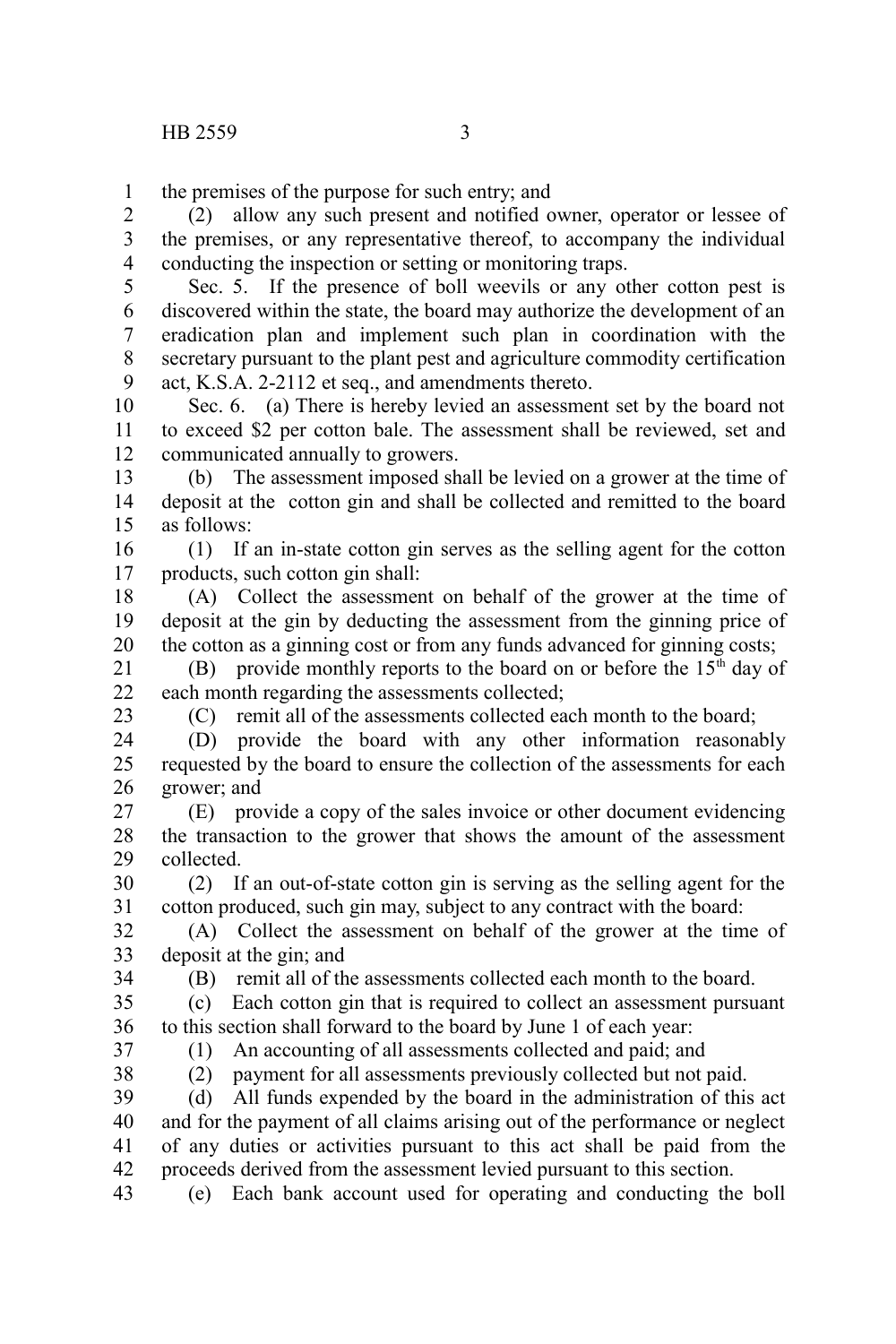the premises of the purpose for such entry; and

(2) allow any such present and notified owner, operator or lessee of the premises, or any representative thereof, to accompany the individual conducting the inspection or setting or monitoring traps.

Sec. 5. If the presence of boll weevils or any other cotton pest is discovered within the state, the board may authorize the development of an eradication plan and implement such plan in coordination with the secretary pursuant to the plant pest and agriculture commodity certification act, K.S.A. 2-2112 et seq., and amendments thereto.

Sec. 6. (a) There is hereby levied an assessment set by the board not to exceed $2 per cotton bale. The assessment shall be reviewed, set and communicated annually to growers.

(b) The assessment imposed shall be levied on a grower at the time of deposit at the cotton gin and shall be collected and remitted to the board as follows:

(1) If an in-state cotton gin serves as the selling agent for the cotton products, such cotton gin shall:

(A) Collect the assessment on behalf of the grower at the time of deposit at the gin by deducting the assessment from the ginning price of the cotton as a ginning cost or from any funds advanced for ginning costs;

(B) provide monthly reports to the board on or before the 15th day of each month regarding the assessments collected;

(C) remit all of the assessments collected each month to the board;

(D) provide the board with any other information reasonably requested by the board to ensure the collection of the assessments for each grower; and

(E) provide a copy of the sales invoice or other document evidencing the transaction to the grower that shows the amount of the assessment collected.

(2) If an out-of-state cotton gin is serving as the selling agent for the cotton produced, such gin may, subject to any contract with the board:

(A) Collect the assessment on behalf of the grower at the time of deposit at the gin; and

(B) remit all of the assessments collected each month to the board.

(c) Each cotton gin that is required to collect an assessment pursuant to this section shall forward to the board by June 1 of each year:

(1) An accounting of all assessments collected and paid; and

(2) payment for all assessments previously collected but not paid.

(d) All funds expended by the board in the administration of this act and for the payment of all claims arising out of the performance or neglect of any duties or activities pursuant to this act shall be paid from the proceeds derived from the assessment levied pursuant to this section.

(e) Each bank account used for operating and conducting the boll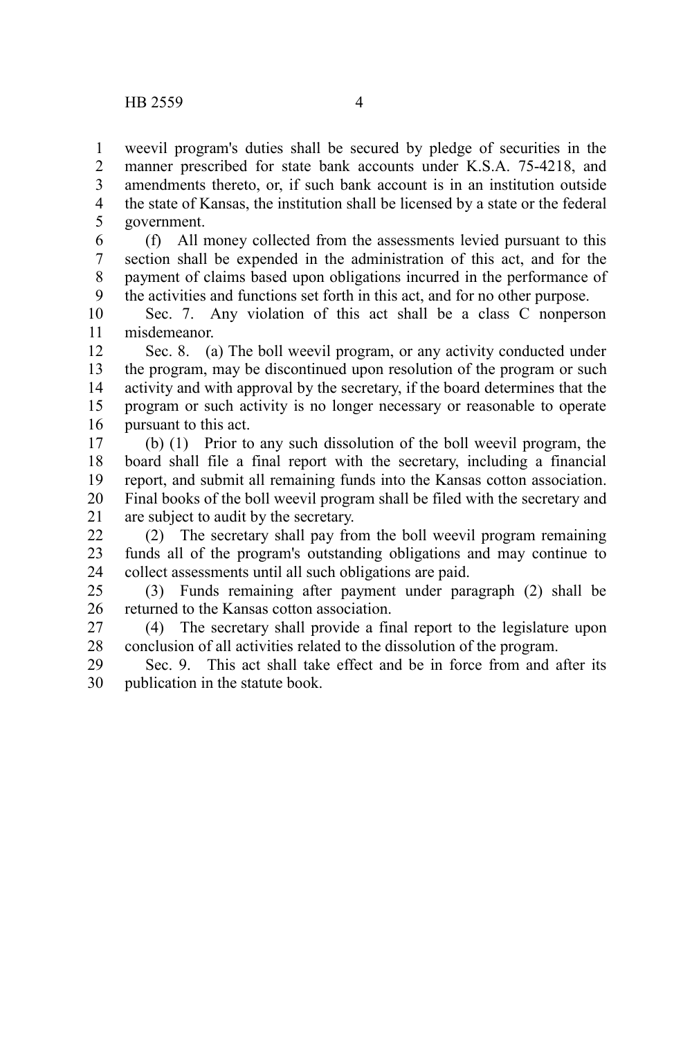weevil program's duties shall be secured by pledge of securities in the manner prescribed for state bank accounts under K.S.A. 75-4218, and amendments thereto, or, if such bank account is in an institution outside the state of Kansas, the institution shall be licensed by a state or the federal government.

(f) All money collected from the assessments levied pursuant to this section shall be expended in the administration of this act, and for the payment of claims based upon obligations incurred in the performance of the activities and functions set forth in this act, and for no other purpose.

Sec. 7. Any violation of this act shall be a class C nonperson misdemeanor.

Sec. 8. (a) The boll weevil program, or any activity conducted under the program, may be discontinued upon resolution of the program or such activity and with approval by the secretary, if the board determines that the program or such activity is no longer necessary or reasonable to operate pursuant to this act.

(b) (1) Prior to any such dissolution of the boll weevil program, the board shall file a final report with the secretary, including a financial report, and submit all remaining funds into the Kansas cotton association. Final books of the boll weevil program shall be filed with the secretary and are subject to audit by the secretary.

(2) The secretary shall pay from the boll weevil program remaining funds all of the program's outstanding obligations and may continue to collect assessments until all such obligations are paid.

(3) Funds remaining after payment under paragraph (2) shall be returned to the Kansas cotton association.

(4) The secretary shall provide a final report to the legislature upon conclusion of all activities related to the dissolution of the program.

Sec. 9. This act shall take effect and be in force from and after its publication in the statute book.